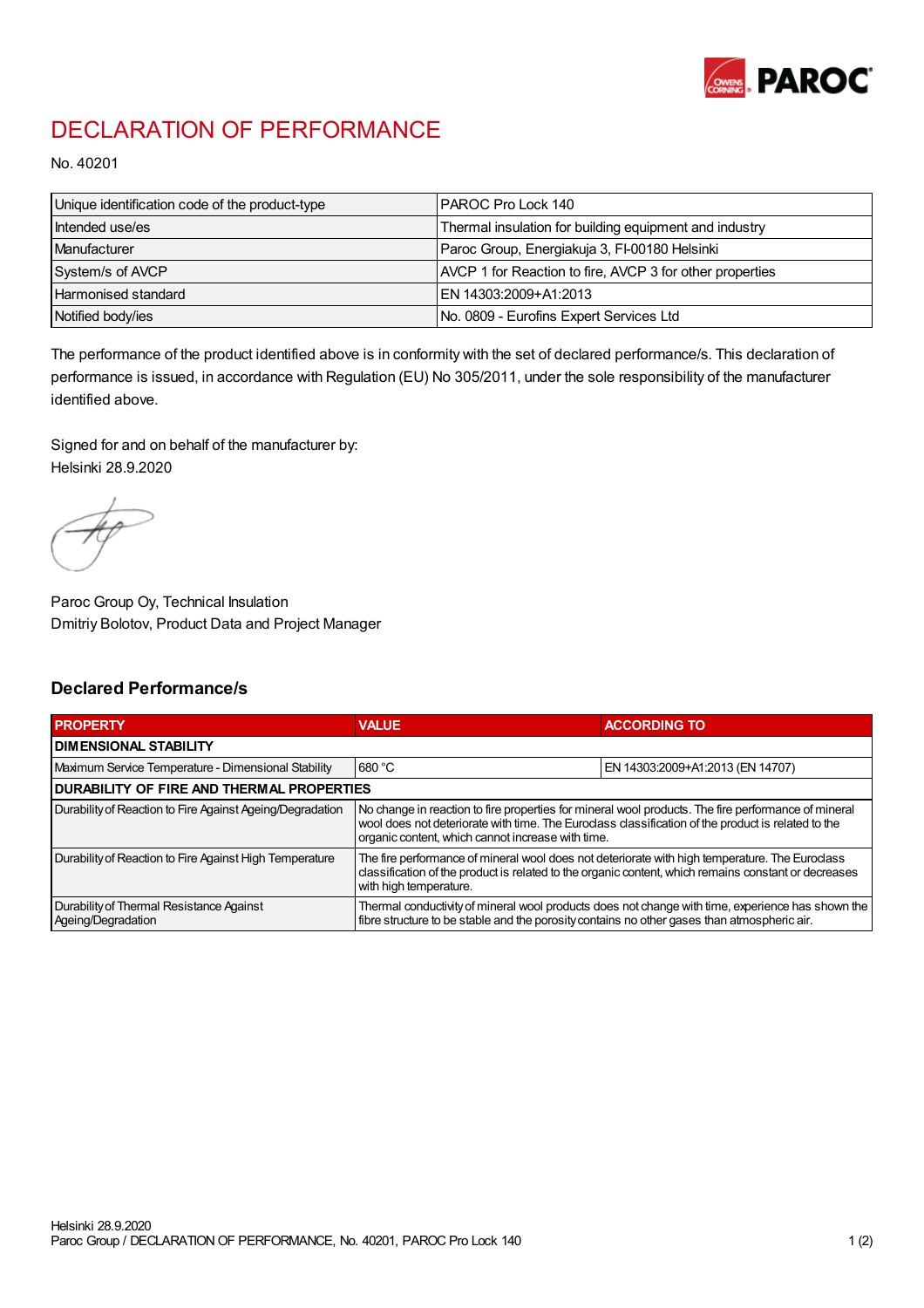# DECLARATION OF PERFORMANCE

No. 40201

| Unique identification code of the product-type | PAROC Pro Lock 140 |
|---|---|
| Intended use/es | Thermal insulation for building equipment and industry |
| Manufacturer | Paroc Group, Energiakuja 3, FI-00180 Helsinki |
| System/s of AVCP | AVCP 1 for Reaction to fire, AVCP 3 for other properties |
| Harmonised standard | EN 14303:2009+A1:2013 |
| Notified body/ies | No. 0809 - Eurofins Expert Services Ltd |

The performance of the product identified above is in conformity with the set of declared performance/s. This declaration of performance is issued, in accordance with Regulation (EU) No 305/2011, under the sole responsibility of the manufacturer identified above.

Signed for and on behalf of the manufacturer by:
Helsinki 28.9.2020

Paroc Group Oy, Technical Insulation
Dmitriy Bolotov, Product Data and Project Manager

## Declared Performance/s

| PROPERTY | VALUE | ACCORDING TO |
|---|---|---|
| **DIMENSIONAL STABILITY** | | |
| Maximum Service Temperature - Dimensional Stability | 680 °C | EN 14303:2009+A1:2013 (EN 14707) |
| **DURABILITY OF FIRE AND THERMAL PROPERTIES** | | |
| Durability of Reaction to Fire Against Ageing/Degradation | No change in reaction to fire properties for mineral wool products. The fire performance of mineral wool does not deteriorate with time. The Euroclass classification of the product is related to the organic content, which cannot increase with time. | |
| Durability of Reaction to Fire Against High Temperature | The fire performance of mineral wool does not deteriorate with high temperature. The Euroclass classification of the product is related to the organic content, which remains constant or decreases with high temperature. | |
| Durability of Thermal Resistance Against Ageing/Degradation | Thermal conductivity of mineral wool products does not change with time, experience has shown the fibre structure to be stable and the porosity contains no other gases than atmospheric air. | |

Helsinki 28.9.2020
Paroc Group / DECLARATION OF PERFORMANCE, No. 40201, PAROC Pro Lock 140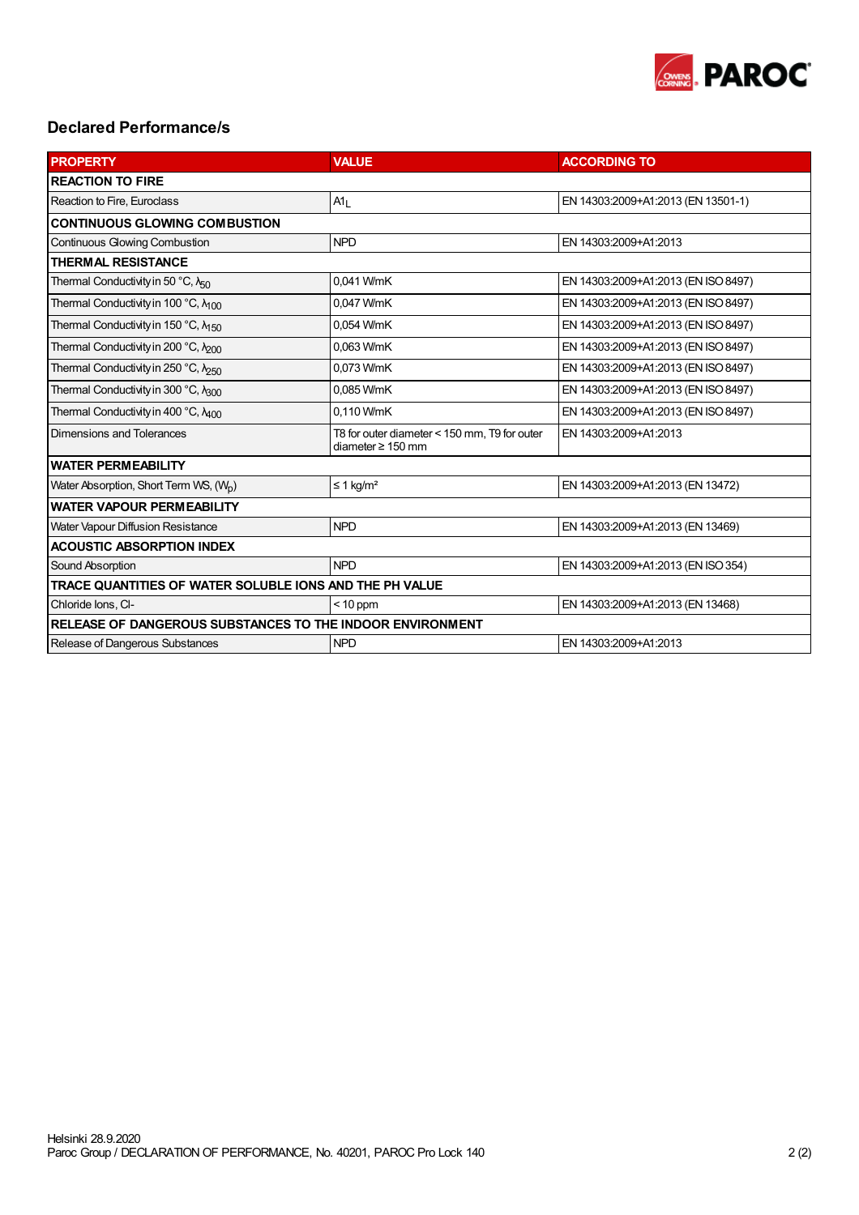## Declared Performance/s

| PROPERTY | VALUE | ACCORDING TO |
|---|---|---|
| **REACTION TO FIRE** | | |
| Reaction to Fire, Euroclass | $A1_L$ | EN 14303:2009+A1:2013 (EN 13501-1) |
| **CONTINUOUS GLOWING COMBUSTION** | | |
| Continuous Glowing Combustion | NPD | EN 14303:2009+A1:2013 |
| **THERMAL RESISTANCE** | | |
| Thermal Conductivity in 50 °C, $\lambda_{50}$ | 0,041 W/mK | EN 14303:2009+A1:2013 (EN ISO 8497) |
| Thermal Conductivity in 100 °C, $\lambda_{100}$ | 0,047 W/mK | EN 14303:2009+A1:2013 (EN ISO 8497) |
| Thermal Conductivity in 150 °C, $\lambda_{150}$ | 0,054 W/mK | EN 14303:2009+A1:2013 (EN ISO 8497) |
| Thermal Conductivity in 200 °C, $\lambda_{200}$ | 0,063 W/mK | EN 14303:2009+A1:2013 (EN ISO 8497) |
| Thermal Conductivity in 250 °C, $\lambda_{250}$ | 0,073 W/mK | EN 14303:2009+A1:2013 (EN ISO 8497) |
| Thermal Conductivity in 300 °C, $\lambda_{300}$ | 0,085 W/mK | EN 14303:2009+A1:2013 (EN ISO 8497) |
| Thermal Conductivity in 400 °C, $\lambda_{400}$ | 0,110 W/mK | EN 14303:2009+A1:2013 (EN ISO 8497) |
| Dimensions and Tolerances | T8 for outer diameter < 150 mm, T9 for outer diameter ≥ 150 mm | EN 14303:2009+A1:2013 |
| **WATER PERMEABILITY** | | |
| Water Absorption, Short Term WS, ($W_p$) | ≤ 1 kg/m² | EN 14303:2009+A1:2013 (EN 13472) |
| **WATER VAPOUR PERMEABILITY** | | |
| Water Vapour Diffusion Resistance | NPD | EN 14303:2009+A1:2013 (EN 13469) |
| **ACOUSTIC ABSORPTION INDEX** | | |
| Sound Absorption | NPD | EN 14303:2009+A1:2013 (EN ISO 354) |
| **TRACE QUANTITIES OF WATER SOLUBLE IONS AND THE PH VALUE** | | |
| Chloride Ions, Cl- | < 10 ppm | EN 14303:2009+A1:2013 (EN 13468) |
| **RELEASE OF DANGEROUS SUBSTANCES TO THE INDOOR ENVIRONMENT** | | |
| Release of Dangerous Substances | NPD | EN 14303:2009+A1:2013 |

Helsinki 28.9.2020
Paroc Group / DECLARATION OF PERFORMANCE, No. 40201, PAROC Pro Lock 140